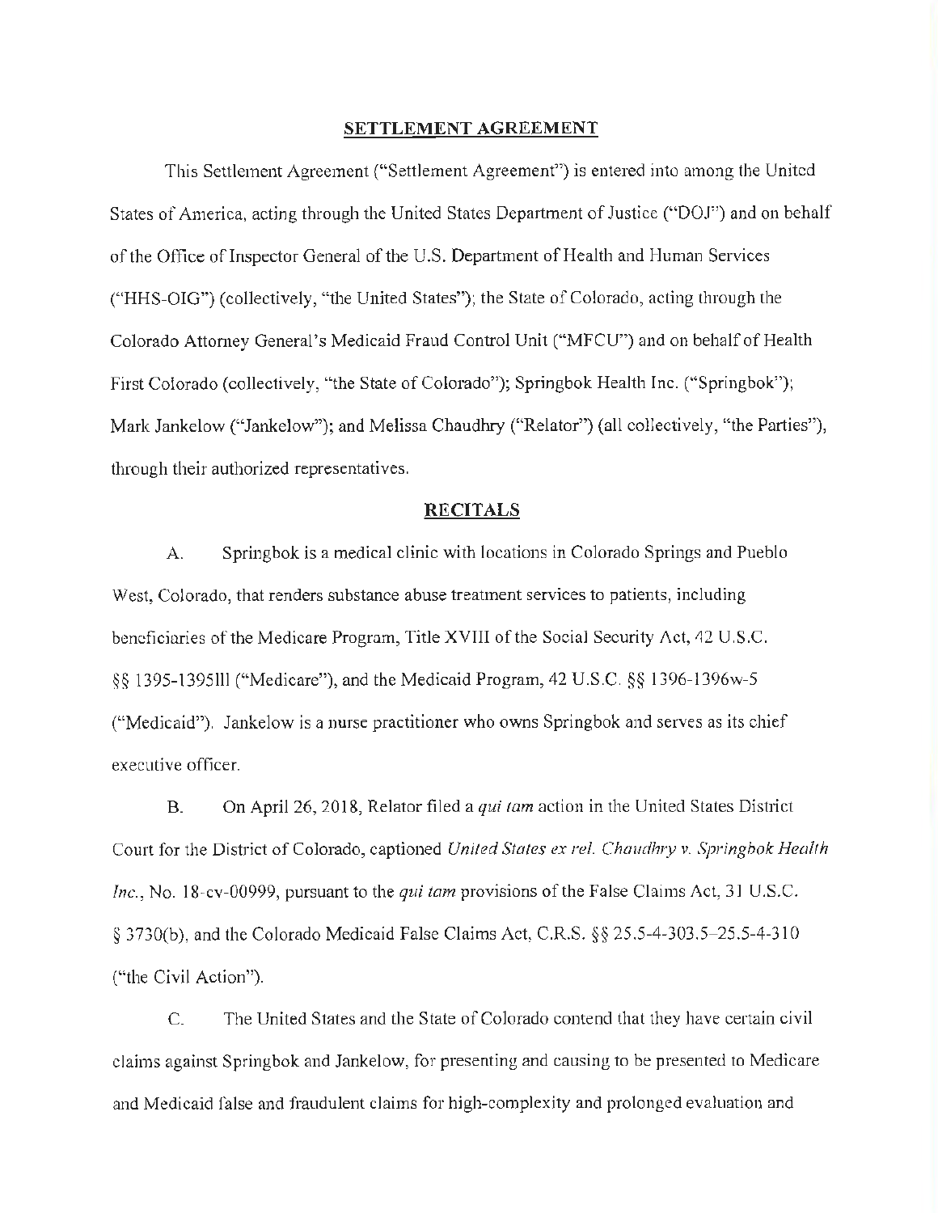## SETTLEMENT AGREEMENT

This Settlement Agreement ("Settlement Agreement") is entered into among the United States of America, acting through the United States Department of Justice ("DOJ") and on behalf of the Office of Inspector General of the U.S. Department of Health and Human Services ("HHS-OIG") (collectively, "the United States"); the State of Colorado, acting through the Colorado Attorney General's Medicaid Fraud Control Unit ("MFCU") and on behalf of Health First Colorado (collectively, "the State of Colorado"); Springbok Health Inc. ("Springbok"); Mark Jankelow ("Jankelow"); and Melissa Chaudhry ("Relator") (all collectively, "the Parties"), through their authorized representatives.

## RECITALS

A. Springbok is a medical clinic with locations in Colorado Springs and Pueblo West, Colorado, that renders substance abuse treatment services to patients, including beneficiaries of the Medicare Program, Title XVIII of the Social Security Act, 42 U.S.C. §§ 1395-1395lll ("Medicare"), and the Medicaid Program, 42 U.S.C. §§ 1396-1396w-5 ("Medicaid"). Jankelow is a nurse practitioner who owns Springbok and serves as its chief executive officer.

B. On April 26, 2018, Relator filed a *qui tam* action in the United States District Court for the District of Colorado, captioned *United States ex rel. Chaudhry v. Springbok Health Inc.*, No. 18-cv-00999, pursuant to the *qui tam* provisions of the False Claims Act, 31 U.S.C. § 3730(b), and the Colorado Medicaid False Claims Act, C.R.S. §§ 25.5-4-303.5–25.5-4-310 ("the Civil Action").

C. The United States and the State of Colorado contend that they have certain civil claims against Springbok and Jankelow, for presenting and causing to be presented to Medicare and Medicaid false and fraudulent claims for high-complexity and prolonged evaluation and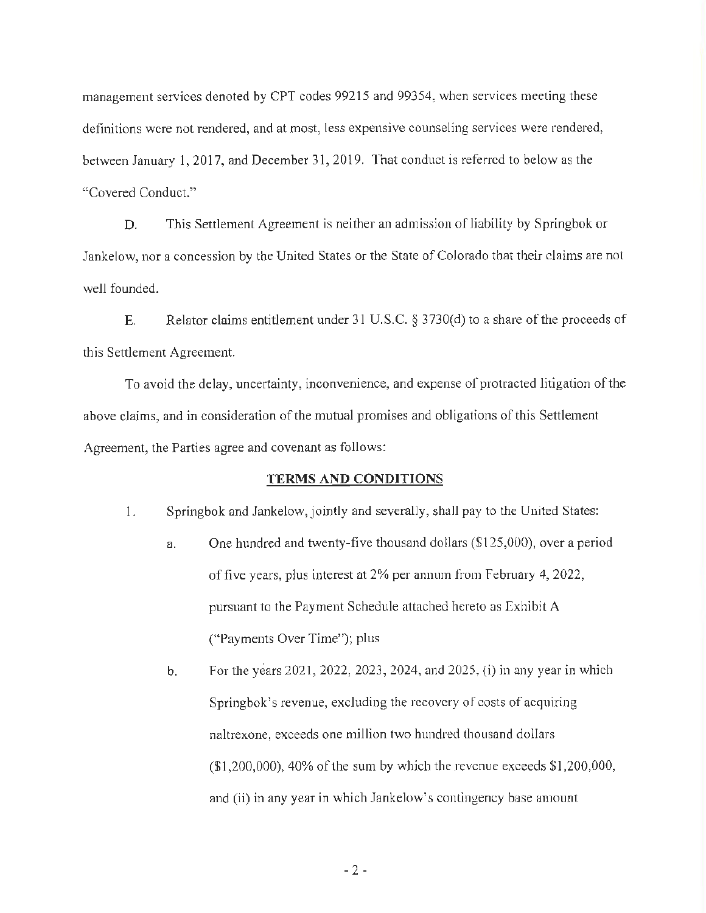management services denoted by CPT codes 99215 and 99354, when services meeting these definitions were not rendered, and at most, less expensive counseling services were rendered, between January 1, 2017, and December 31, 2019. That conduct is referred to below as the "Covered Conduct."

D. This Settlement Agreement is neither an admission of liability by Springbok or Jankelow, nor a concession by the United States or the State of Colorado that their claims are not well founded.

E. Relator claims entitlement under 31 U.S.C. § 3730(d) to a share of the proceeds of this Settlement Agreement.

To avoid the delay, uncertainty, inconvenience, and expense of protracted litigation of the above claims, and in consideration of the mutual promises and obligations of this Settlement Agreement, the Parties agree and covenant as follows:

## TERMS AND CONDITIONS

1. Springbok and Jankelow, jointly and severally, shall pay to the United States:

   a. One hundred and twenty-five thousand dollars ($125,000), over a period of five years, plus interest at 2% per annum from February 4, 2022, pursuant to the Payment Schedule attached hereto as Exhibit A ("Payments Over Time"); plus

   b. For the years 2021, 2022, 2023, 2024, and 2025, (i) in any year in which Springbok's revenue, excluding the recovery of costs of acquiring naltrexone, exceeds one million two hundred thousand dollars ($1,200,000), 40% of the sum by which the revenue exceeds $1,200,000, and (ii) in any year in which Jankelow's contingency base amount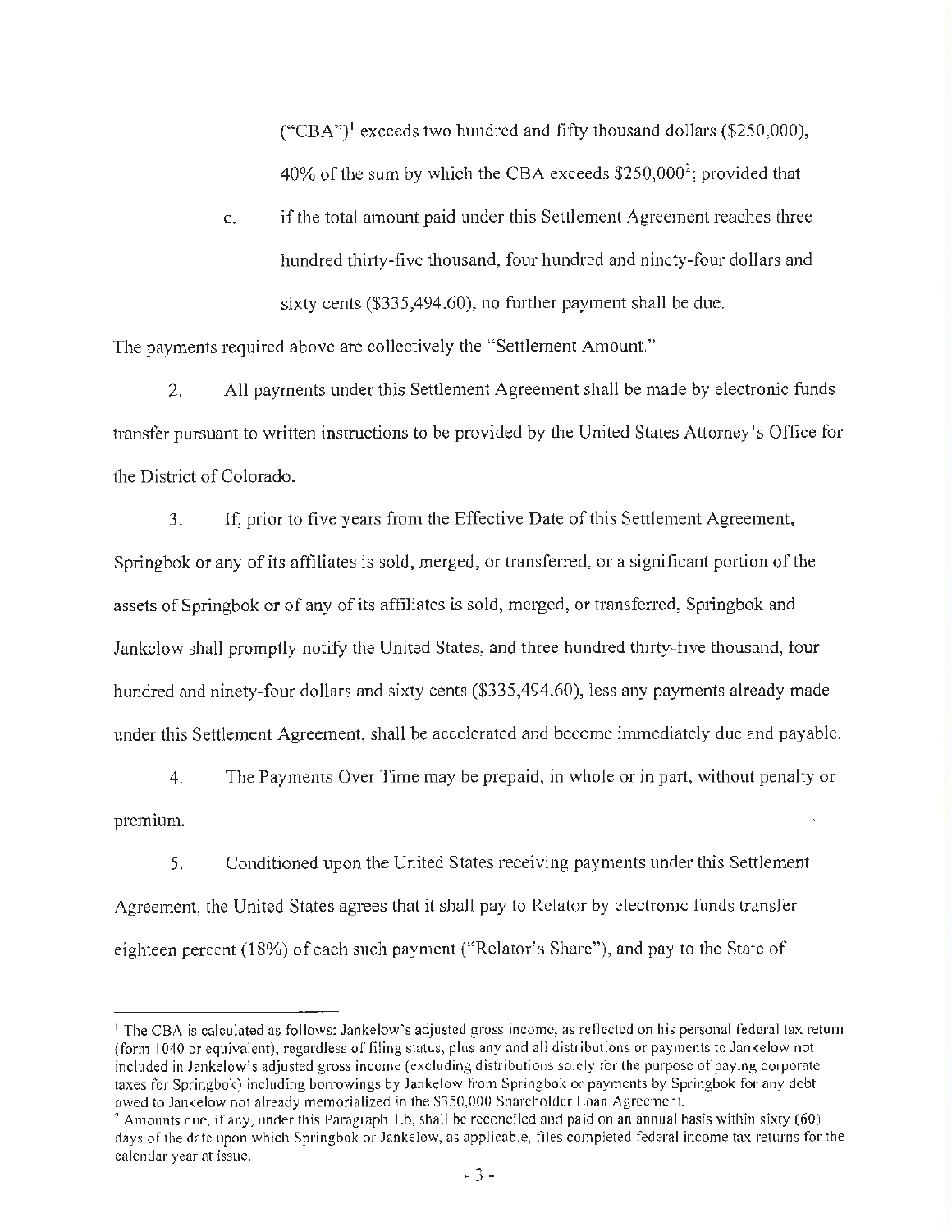("CBA")[1] exceeds two hundred and fifty thousand dollars ($250,000), 40% of the sum by which the CBA exceeds $250,000[2]; provided that

c. if the total amount paid under this Settlement Agreement reaches three hundred thirty-five thousand, four hundred and ninety-four dollars and sixty cents ($335,494.60), no further payment shall be due.

The payments required above are collectively the "Settlement Amount."

2. All payments under this Settlement Agreement shall be made by electronic funds transfer pursuant to written instructions to be provided by the United States Attorney's Office for the District of Colorado.

3. If, prior to five years from the Effective Date of this Settlement Agreement, Springbok or any of its affiliates is sold, merged, or transferred, or a significant portion of the assets of Springbok or of any of its affiliates is sold, merged, or transferred, Springbok and Jankelow shall promptly notify the United States, and three hundred thirty-five thousand, four hundred and ninety-four dollars and sixty cents ($335,494.60), less any payments already made under this Settlement Agreement, shall be accelerated and become immediately due and payable.

4. The Payments Over Time may be prepaid, in whole or in part, without penalty or premium.

5. Conditioned upon the United States receiving payments under this Settlement Agreement, the United States agrees that it shall pay to Relator by electronic funds transfer eighteen percent (18%) of each such payment ("Relator's Share"), and pay to the State of

---

[1] The CBA is calculated as follows: Jankelow's adjusted gross income, as reflected on his personal federal tax return (form 1040 or equivalent), regardless of filing status, plus any and all distributions or payments to Jankelow not included in Jankelow's adjusted gross income (excluding distributions solely for the purpose of paying corporate taxes for Springbok) including borrowings by Jankelow from Springbok or payments by Springbok for any debt owed to Jankelow not already memorialized in the $350,000 Shareholder Loan Agreement.

[2] Amounts due, if any, under this Paragraph 1.b, shall be reconciled and paid on an annual basis within sixty (60) days of the date upon which Springbok or Jankelow, as applicable, files completed federal income tax returns for the calendar year at issue.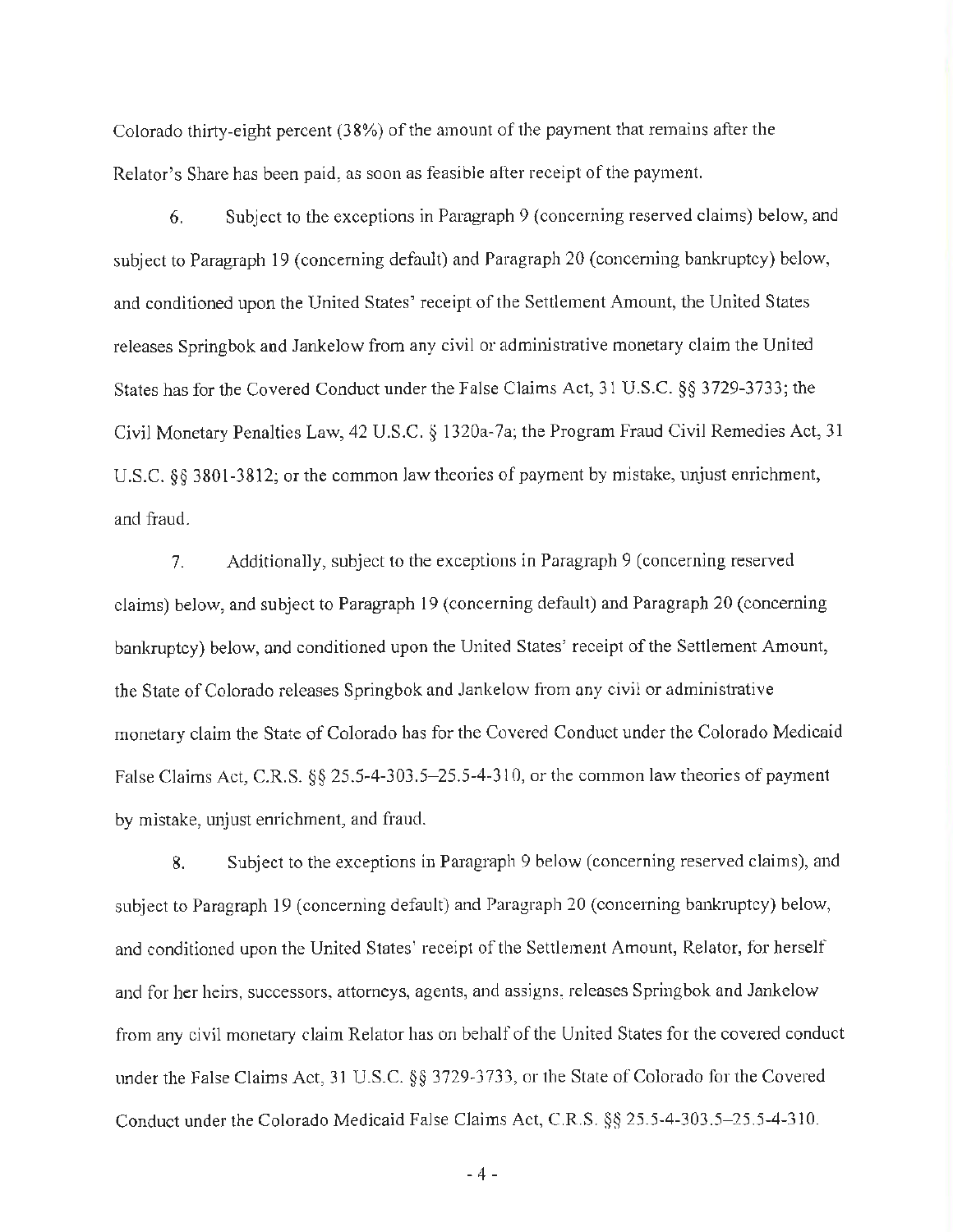Colorado thirty-eight percent (38%) of the amount of the payment that remains after the Relator's Share has been paid, as soon as feasible after receipt of the payment.

6. Subject to the exceptions in Paragraph 9 (concerning reserved claims) below, and subject to Paragraph 19 (concerning default) and Paragraph 20 (concerning bankruptcy) below, and conditioned upon the United States' receipt of the Settlement Amount, the United States releases Springbok and Jankelow from any civil or administrative monetary claim the United States has for the Covered Conduct under the False Claims Act, 31 U.S.C. §§ 3729-3733; the Civil Monetary Penalties Law, 42 U.S.C. § 1320a-7a; the Program Fraud Civil Remedies Act, 31 U.S.C. §§ 3801-3812; or the common law theories of payment by mistake, unjust enrichment, and fraud.

7. Additionally, subject to the exceptions in Paragraph 9 (concerning reserved claims) below, and subject to Paragraph 19 (concerning default) and Paragraph 20 (concerning bankruptcy) below, and conditioned upon the United States' receipt of the Settlement Amount, the State of Colorado releases Springbok and Jankelow from any civil or administrative monetary claim the State of Colorado has for the Covered Conduct under the Colorado Medicaid False Claims Act, C.R.S. §§ 25.5-4-303.5–25.5-4-310, or the common law theories of payment by mistake, unjust enrichment, and fraud.

8. Subject to the exceptions in Paragraph 9 below (concerning reserved claims), and subject to Paragraph 19 (concerning default) and Paragraph 20 (concerning bankruptcy) below, and conditioned upon the United States' receipt of the Settlement Amount, Relator, for herself and for her heirs, successors, attorneys, agents, and assigns, releases Springbok and Jankelow from any civil monetary claim Relator has on behalf of the United States for the covered conduct under the False Claims Act, 31 U.S.C. §§ 3729-3733, or the State of Colorado for the Covered Conduct under the Colorado Medicaid False Claims Act, C.R.S. §§ 25.5-4-303.5–25.5-4-310.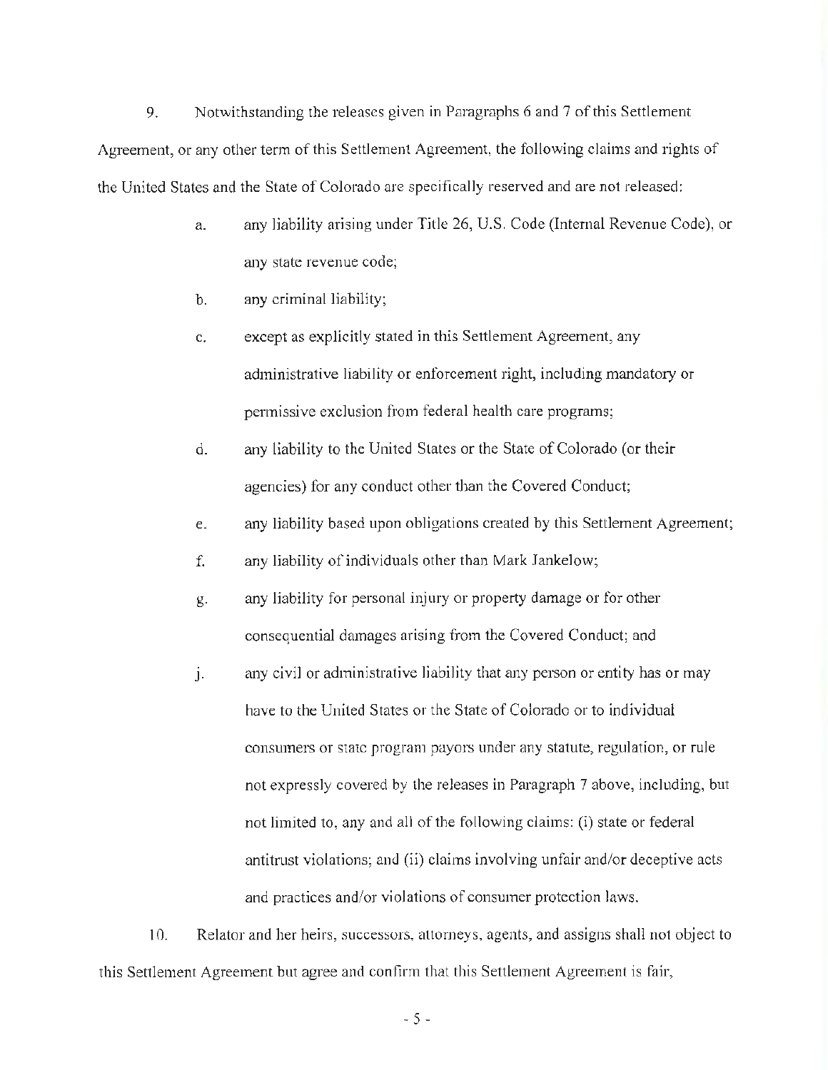9. Notwithstanding the releases given in Paragraphs 6 and 7 of this Settlement Agreement, or any other term of this Settlement Agreement, the following claims and rights of the United States and the State of Colorado are specifically reserved and are not released:

> a. any liability arising under Title 26, U.S. Code (Internal Revenue Code), or any state revenue code;
>
> b. any criminal liability;
>
> c. except as explicitly stated in this Settlement Agreement, any administrative liability or enforcement right, including mandatory or permissive exclusion from federal health care programs;
>
> d. any liability to the United States or the State of Colorado (or their agencies) for any conduct other than the Covered Conduct;
>
> e. any liability based upon obligations created by this Settlement Agreement;
>
> f. any liability of individuals other than Mark Jankelow;
>
> g. any liability for personal injury or property damage or for other consequential damages arising from the Covered Conduct; and
>
> j. any civil or administrative liability that any person or entity has or may have to the United States or the State of Colorado or to individual consumers or state program payors under any statute, regulation, or rule not expressly covered by the releases in Paragraph 7 above, including, but not limited to, any and all of the following claims: (i) state or federal antitrust violations; and (ii) claims involving unfair and/or deceptive acts and practices and/or violations of consumer protection laws.

10. Relator and her heirs, successors, attorneys, agents, and assigns shall not object to this Settlement Agreement but agree and confirm that this Settlement Agreement is fair,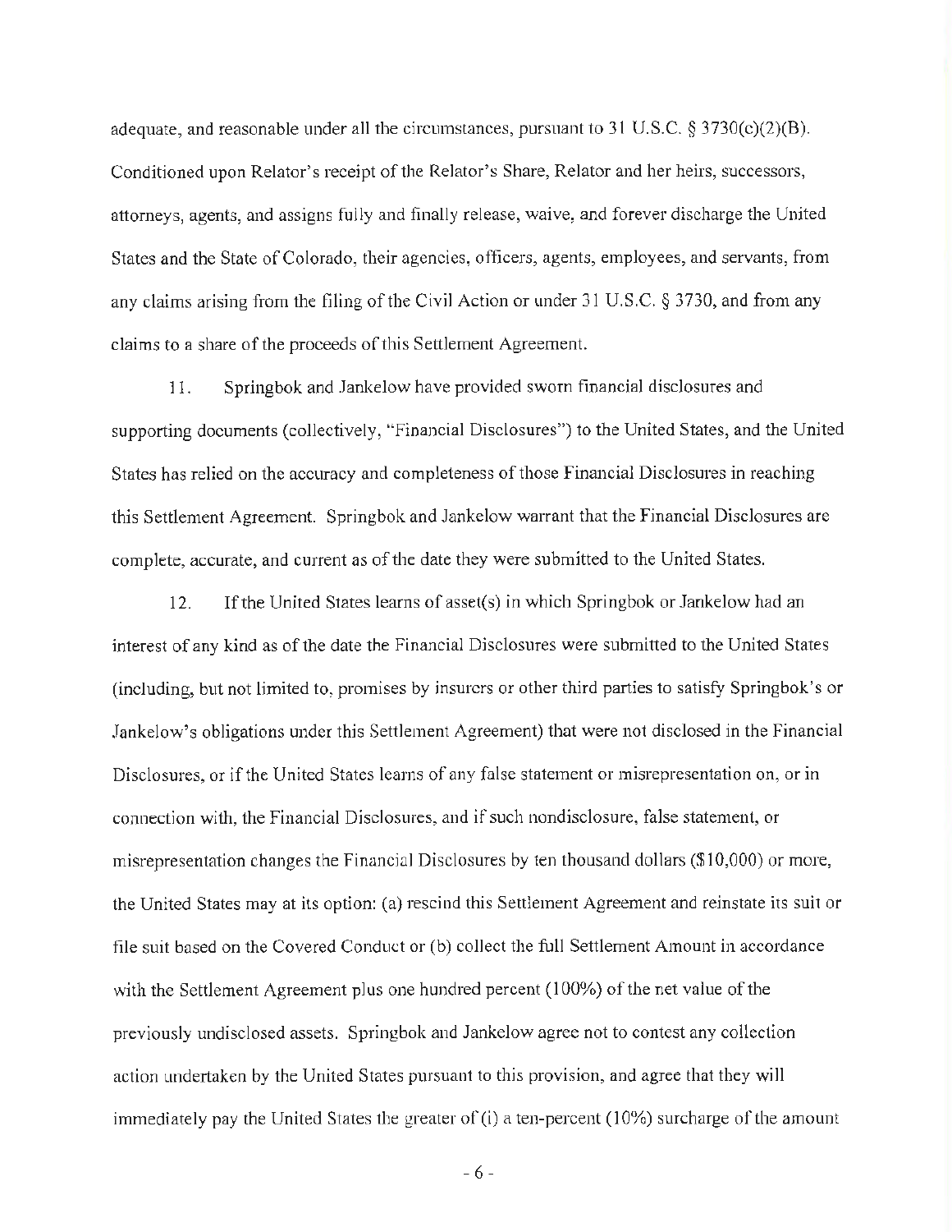adequate, and reasonable under all the circumstances, pursuant to 31 U.S.C. § 3730(c)(2)(B). Conditioned upon Relator's receipt of the Relator's Share, Relator and her heirs, successors, attorneys, agents, and assigns fully and finally release, waive, and forever discharge the United States and the State of Colorado, their agencies, officers, agents, employees, and servants, from any claims arising from the filing of the Civil Action or under 31 U.S.C. § 3730, and from any claims to a share of the proceeds of this Settlement Agreement.

11. Springbok and Jankelow have provided sworn financial disclosures and supporting documents (collectively, "Financial Disclosures") to the United States, and the United States has relied on the accuracy and completeness of those Financial Disclosures in reaching this Settlement Agreement. Springbok and Jankelow warrant that the Financial Disclosures are complete, accurate, and current as of the date they were submitted to the United States.

12. If the United States learns of asset(s) in which Springbok or Jankelow had an interest of any kind as of the date the Financial Disclosures were submitted to the United States (including, but not limited to, promises by insurers or other third parties to satisfy Springbok's or Jankelow's obligations under this Settlement Agreement) that were not disclosed in the Financial Disclosures, or if the United States learns of any false statement or misrepresentation on, or in connection with, the Financial Disclosures, and if such nondisclosure, false statement, or misrepresentation changes the Financial Disclosures by ten thousand dollars ($10,000) or more, the United States may at its option: (a) rescind this Settlement Agreement and reinstate its suit or file suit based on the Covered Conduct or (b) collect the full Settlement Amount in accordance with the Settlement Agreement plus one hundred percent (100%) of the net value of the previously undisclosed assets. Springbok and Jankelow agree not to contest any collection action undertaken by the United States pursuant to this provision, and agree that they will immediately pay the United States the greater of (i) a ten-percent (10%) surcharge of the amount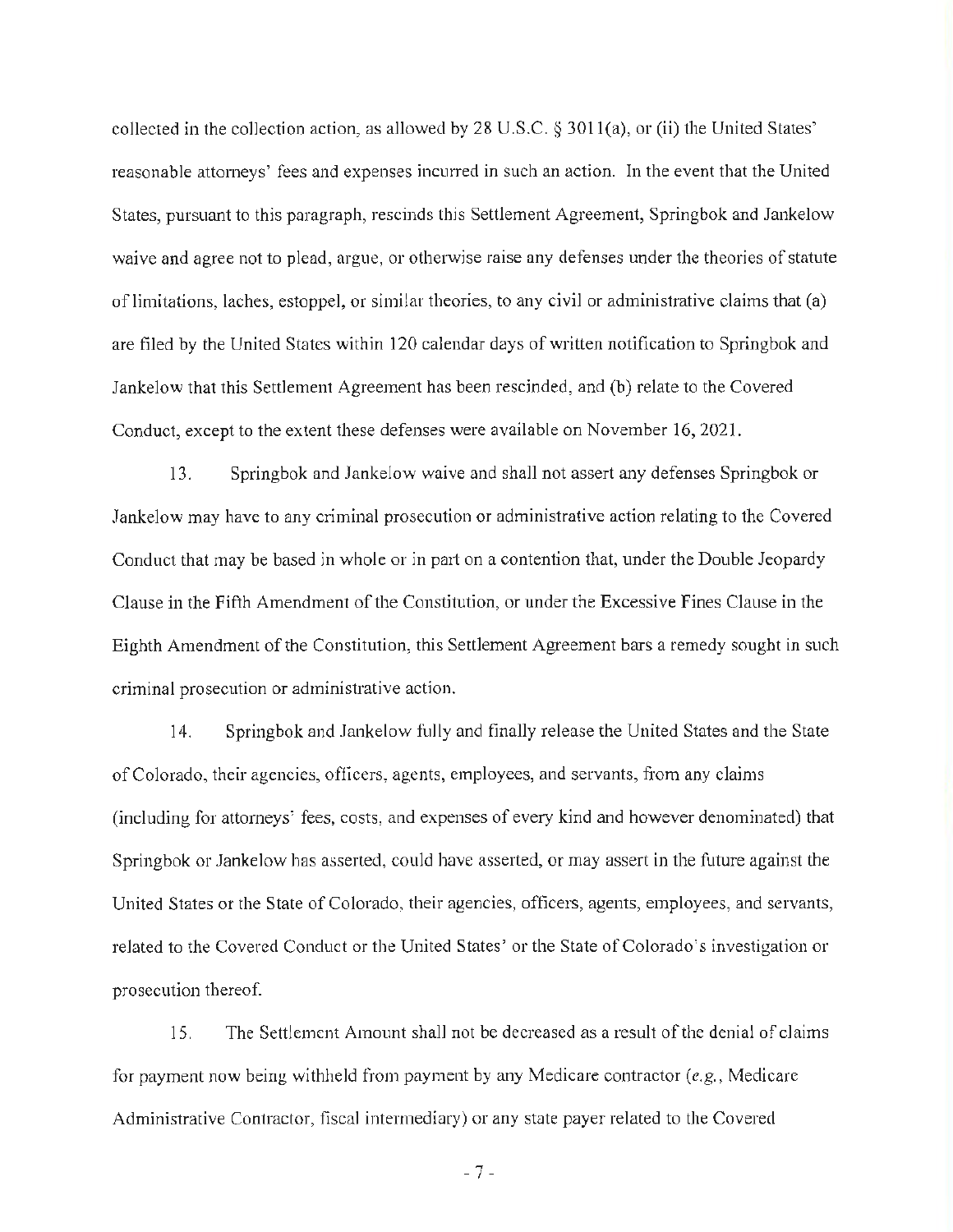collected in the collection action, as allowed by 28 U.S.C. § 3011(a), or (ii) the United States' reasonable attorneys' fees and expenses incurred in such an action. In the event that the United States, pursuant to this paragraph, rescinds this Settlement Agreement, Springbok and Jankelow waive and agree not to plead, argue, or otherwise raise any defenses under the theories of statute of limitations, laches, estoppel, or similar theories, to any civil or administrative claims that (a) are filed by the United States within 120 calendar days of written notification to Springbok and Jankelow that this Settlement Agreement has been rescinded, and (b) relate to the Covered Conduct, except to the extent these defenses were available on November 16, 2021.

13. Springbok and Jankelow waive and shall not assert any defenses Springbok or Jankelow may have to any criminal prosecution or administrative action relating to the Covered Conduct that may be based in whole or in part on a contention that, under the Double Jeopardy Clause in the Fifth Amendment of the Constitution, or under the Excessive Fines Clause in the Eighth Amendment of the Constitution, this Settlement Agreement bars a remedy sought in such criminal prosecution or administrative action.

14. Springbok and Jankelow fully and finally release the United States and the State of Colorado, their agencies, officers, agents, employees, and servants, from any claims (including for attorneys' fees, costs, and expenses of every kind and however denominated) that Springbok or Jankelow has asserted, could have asserted, or may assert in the future against the United States or the State of Colorado, their agencies, officers, agents, employees, and servants, related to the Covered Conduct or the United States' or the State of Colorado's investigation or prosecution thereof.

15. The Settlement Amount shall not be decreased as a result of the denial of claims for payment now being withheld from payment by any Medicare contractor (*e.g.*, Medicare Administrative Contractor, fiscal intermediary) or any state payer related to the Covered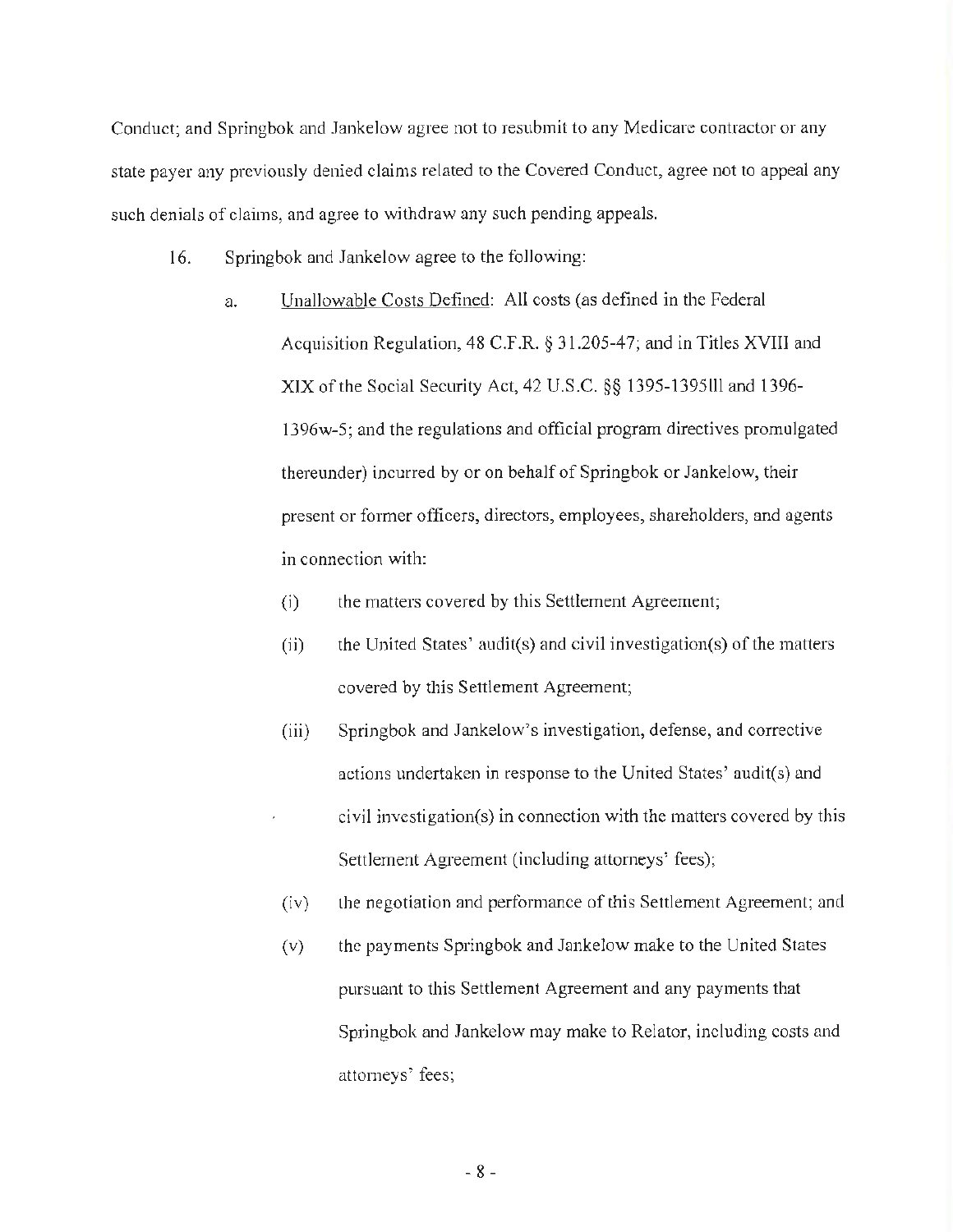Conduct; and Springbok and Jankelow agree not to resubmit to any Medicare contractor or any state payer any previously denied claims related to the Covered Conduct, agree not to appeal any such denials of claims, and agree to withdraw any such pending appeals.

16. Springbok and Jankelow agree to the following:

 a. Unallowable Costs Defined: All costs (as defined in the Federal Acquisition Regulation, 48 C.F.R. § 31.205-47; and in Titles XVIII and XIX of the Social Security Act, 42 U.S.C. §§ 1395-1395lll and 1396-1396w-5; and the regulations and official program directives promulgated thereunder) incurred by or on behalf of Springbok or Jankelow, their present or former officers, directors, employees, shareholders, and agents in connection with:

 (i) the matters covered by this Settlement Agreement;

 (ii) the United States' audit(s) and civil investigation(s) of the matters covered by this Settlement Agreement;

 (iii) Springbok and Jankelow's investigation, defense, and corrective actions undertaken in response to the United States' audit(s) and civil investigation(s) in connection with the matters covered by this Settlement Agreement (including attorneys' fees);

 (iv) the negotiation and performance of this Settlement Agreement; and

 (v) the payments Springbok and Jankelow make to the United States pursuant to this Settlement Agreement and any payments that Springbok and Jankelow may make to Relator, including costs and attorneys' fees;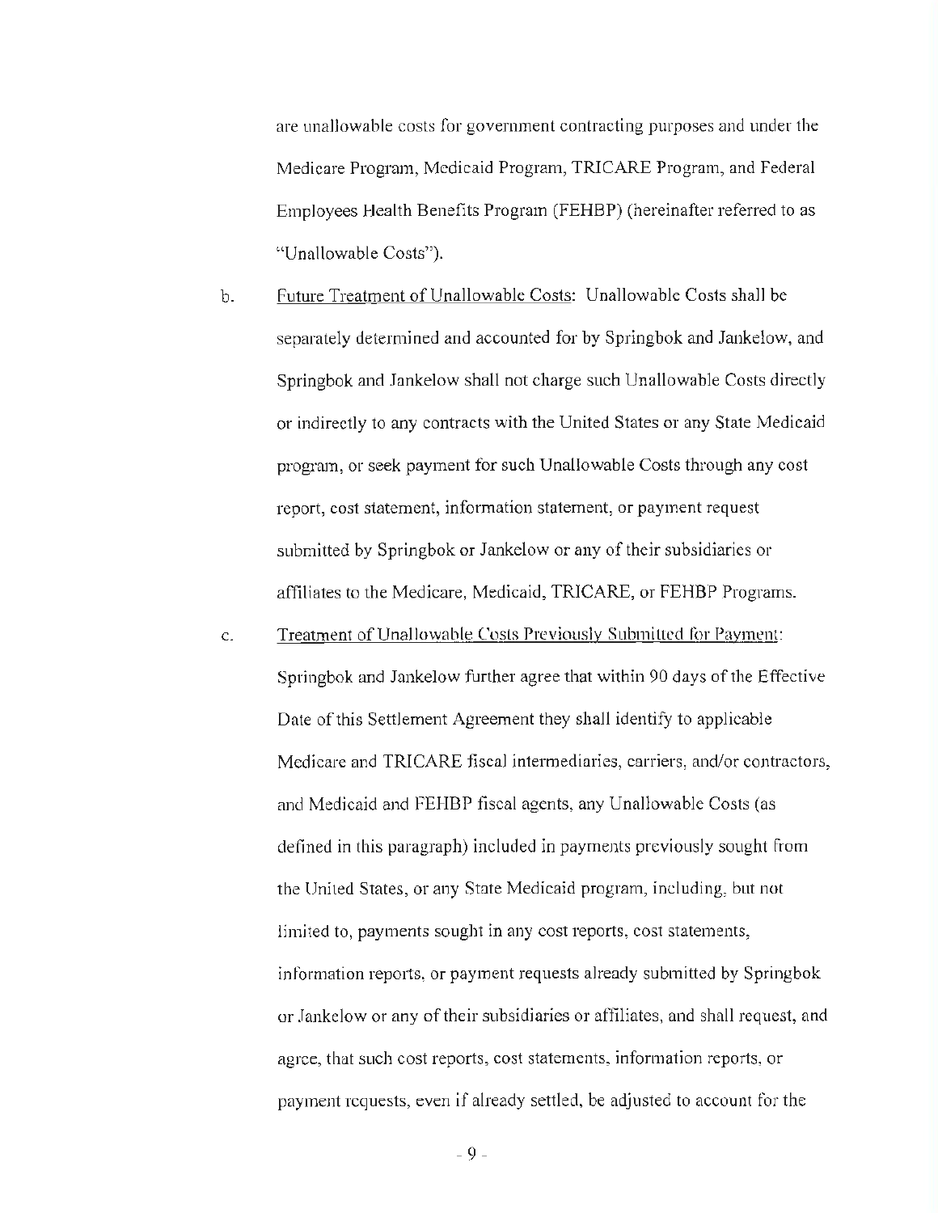are unallowable costs for government contracting purposes and under the Medicare Program, Medicaid Program, TRICARE Program, and Federal Employees Health Benefits Program (FEHBP) (hereinafter referred to as "Unallowable Costs").

b. Future Treatment of Unallowable Costs: Unallowable Costs shall be separately determined and accounted for by Springbok and Jankelow, and Springbok and Jankelow shall not charge such Unallowable Costs directly or indirectly to any contracts with the United States or any State Medicaid program, or seek payment for such Unallowable Costs through any cost report, cost statement, information statement, or payment request submitted by Springbok or Jankelow or any of their subsidiaries or affiliates to the Medicare, Medicaid, TRICARE, or FEHBP Programs.

c. Treatment of Unallowable Costs Previously Submitted for Payment: Springbok and Jankelow further agree that within 90 days of the Effective Date of this Settlement Agreement they shall identify to applicable Medicare and TRICARE fiscal intermediaries, carriers, and/or contractors, and Medicaid and FEHBP fiscal agents, any Unallowable Costs (as defined in this paragraph) included in payments previously sought from the United States, or any State Medicaid program, including, but not limited to, payments sought in any cost reports, cost statements, information reports, or payment requests already submitted by Springbok or Jankelow or any of their subsidiaries or affiliates, and shall request, and agree, that such cost reports, cost statements, information reports, or payment requests, even if already settled, be adjusted to account for the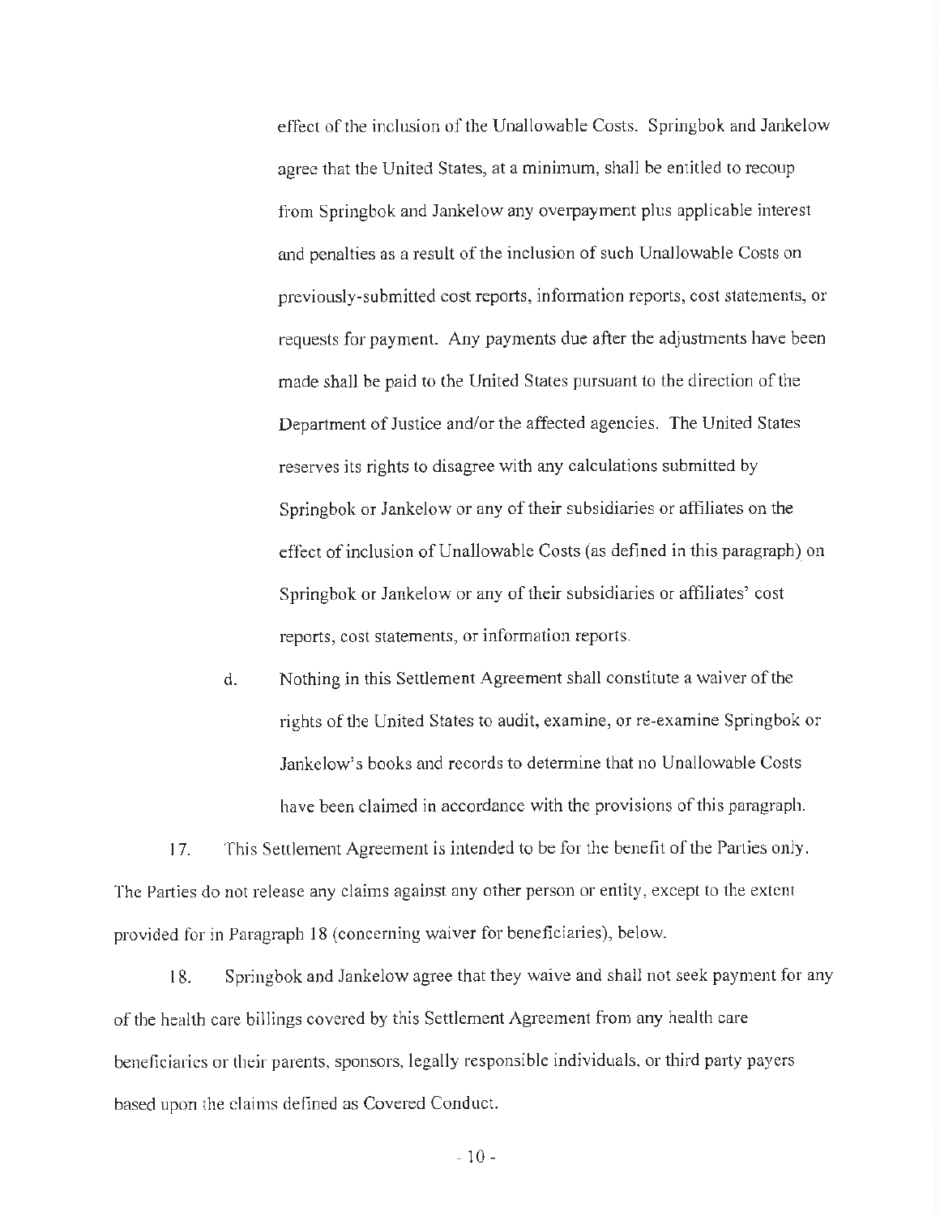effect of the inclusion of the Unallowable Costs. Springbok and Jankelow agree that the United States, at a minimum, shall be entitled to recoup from Springbok and Jankelow any overpayment plus applicable interest and penalties as a result of the inclusion of such Unallowable Costs on previously-submitted cost reports, information reports, cost statements, or requests for payment. Any payments due after the adjustments have been made shall be paid to the United States pursuant to the direction of the Department of Justice and/or the affected agencies. The United States reserves its rights to disagree with any calculations submitted by Springbok or Jankelow or any of their subsidiaries or affiliates on the effect of inclusion of Unallowable Costs (as defined in this paragraph) on Springbok or Jankelow or any of their subsidiaries or affiliates' cost reports, cost statements, or information reports.

d. Nothing in this Settlement Agreement shall constitute a waiver of the rights of the United States to audit, examine, or re-examine Springbok or Jankelow's books and records to determine that no Unallowable Costs have been claimed in accordance with the provisions of this paragraph.

17. This Settlement Agreement is intended to be for the benefit of the Parties only. The Parties do not release any claims against any other person or entity, except to the extent provided for in Paragraph 18 (concerning waiver for beneficiaries), below.

18. Springbok and Jankelow agree that they waive and shall not seek payment for any of the health care billings covered by this Settlement Agreement from any health care beneficiaries or their parents, sponsors, legally responsible individuals, or third party payers based upon the claims defined as Covered Conduct.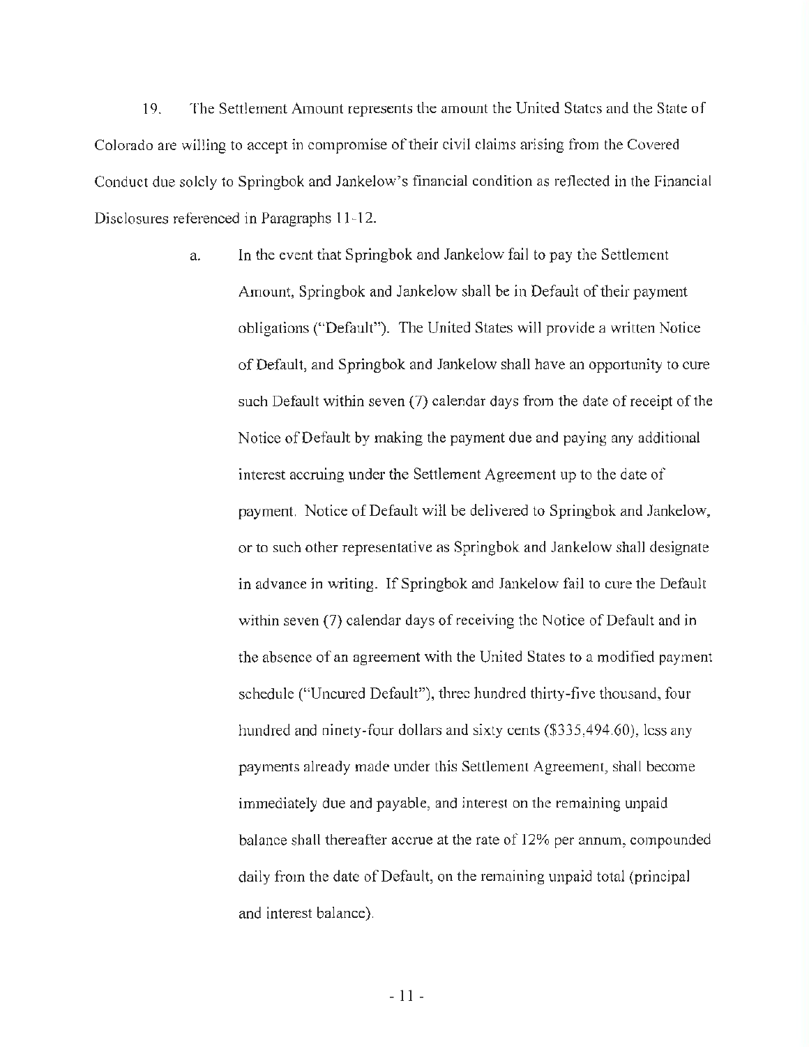19. The Settlement Amount represents the amount the United States and the State of Colorado are willing to accept in compromise of their civil claims arising from the Covered Conduct due solely to Springbok and Jankelow's financial condition as reflected in the Financial Disclosures referenced in Paragraphs 11-12.

a. In the event that Springbok and Jankelow fail to pay the Settlement Amount, Springbok and Jankelow shall be in Default of their payment obligations ("Default"). The United States will provide a written Notice of Default, and Springbok and Jankelow shall have an opportunity to cure such Default within seven (7) calendar days from the date of receipt of the Notice of Default by making the payment due and paying any additional interest accruing under the Settlement Agreement up to the date of payment. Notice of Default will be delivered to Springbok and Jankelow, or to such other representative as Springbok and Jankelow shall designate in advance in writing. If Springbok and Jankelow fail to cure the Default within seven (7) calendar days of receiving the Notice of Default and in the absence of an agreement with the United States to a modified payment schedule ("Uncured Default"), three hundred thirty-five thousand, four hundred and ninety-four dollars and sixty cents ($335,494.60), less any payments already made under this Settlement Agreement, shall become immediately due and payable, and interest on the remaining unpaid balance shall thereafter accrue at the rate of 12% per annum, compounded daily from the date of Default, on the remaining unpaid total (principal and interest balance).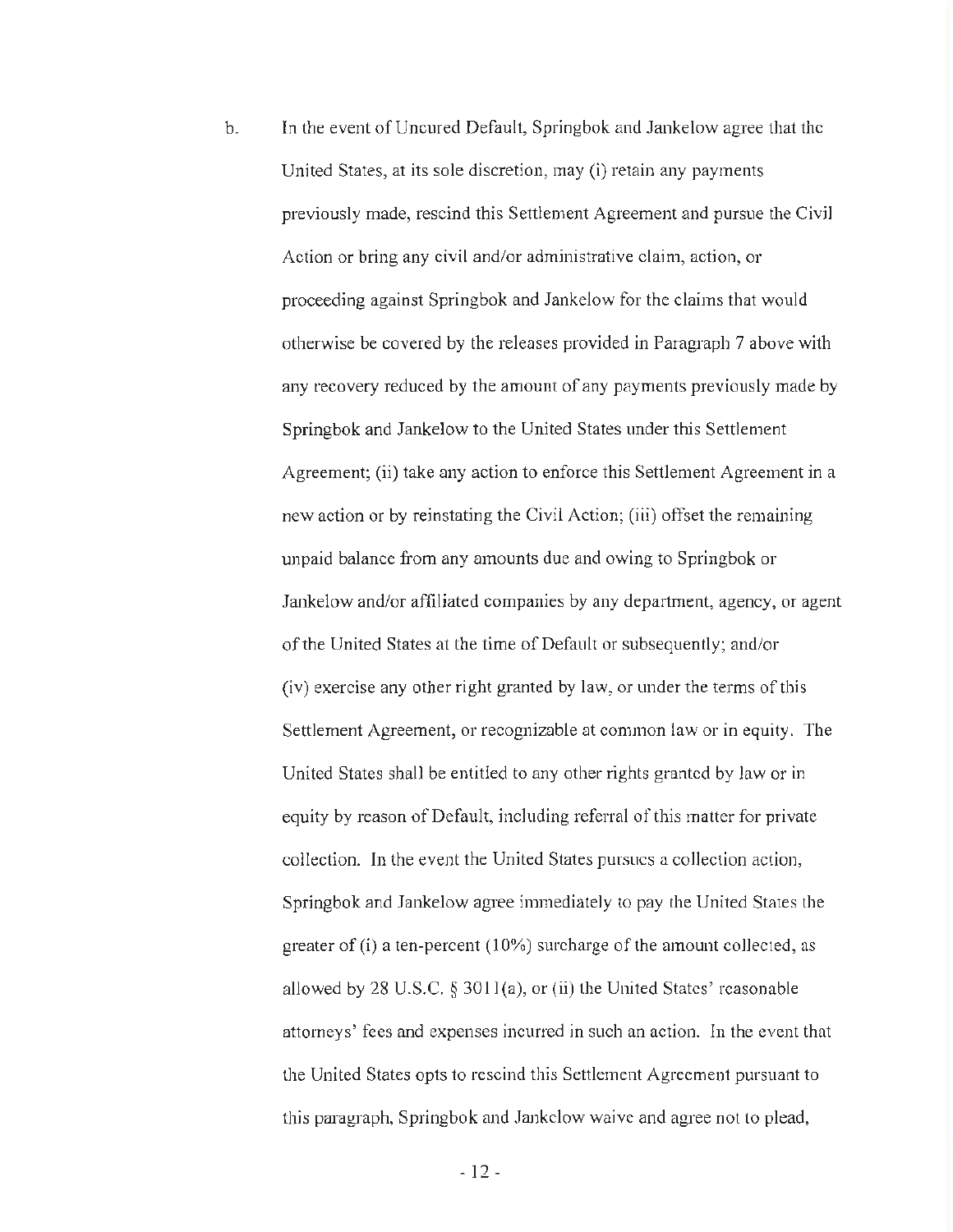b. In the event of Uncured Default, Springbok and Jankelow agree that the United States, at its sole discretion, may (i) retain any payments previously made, rescind this Settlement Agreement and pursue the Civil Action or bring any civil and/or administrative claim, action, or proceeding against Springbok and Jankelow for the claims that would otherwise be covered by the releases provided in Paragraph 7 above with any recovery reduced by the amount of any payments previously made by Springbok and Jankelow to the United States under this Settlement Agreement; (ii) take any action to enforce this Settlement Agreement in a new action or by reinstating the Civil Action; (iii) offset the remaining unpaid balance from any amounts due and owing to Springbok or Jankelow and/or affiliated companies by any department, agency, or agent of the United States at the time of Default or subsequently; and/or (iv) exercise any other right granted by law, or under the terms of this Settlement Agreement, or recognizable at common law or in equity. The United States shall be entitled to any other rights granted by law or in equity by reason of Default, including referral of this matter for private collection. In the event the United States pursues a collection action, Springbok and Jankelow agree immediately to pay the United States the greater of (i) a ten-percent (10%) surcharge of the amount collected, as allowed by 28 U.S.C. § 3011(a), or (ii) the United States' reasonable attorneys' fees and expenses incurred in such an action. In the event that the United States opts to rescind this Settlement Agreement pursuant to this paragraph, Springbok and Jankelow waive and agree not to plead,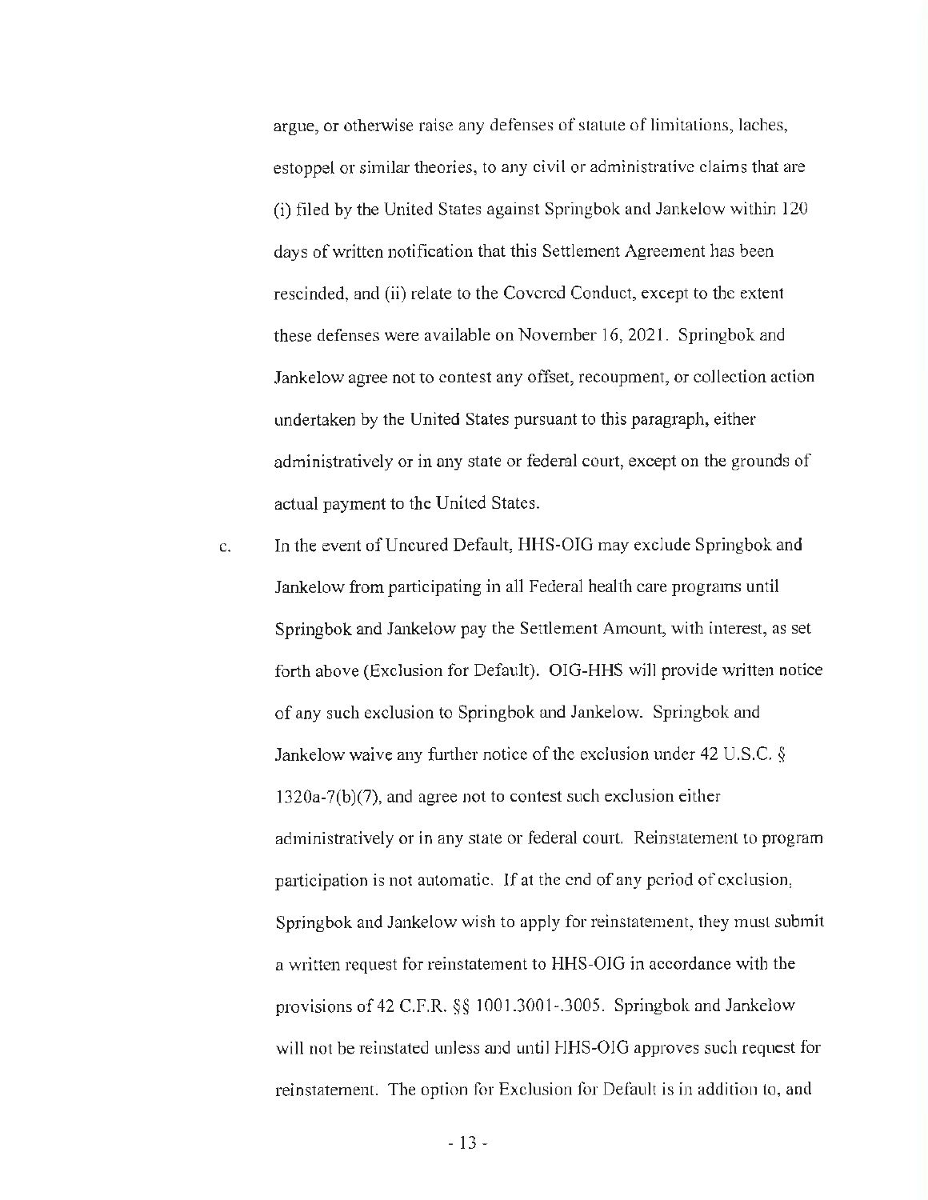argue, or otherwise raise any defenses of statute of limitations, laches, estoppel or similar theories, to any civil or administrative claims that are (i) filed by the United States against Springbok and Jankelow within 120 days of written notification that this Settlement Agreement has been rescinded, and (ii) relate to the Covered Conduct, except to the extent these defenses were available on November 16, 2021. Springbok and Jankelow agree not to contest any offset, recoupment, or collection action undertaken by the United States pursuant to this paragraph, either administratively or in any state or federal court, except on the grounds of actual payment to the United States.

c. In the event of Uncured Default, HHS-OIG may exclude Springbok and Jankelow from participating in all Federal health care programs until Springbok and Jankelow pay the Settlement Amount, with interest, as set forth above (Exclusion for Default). OIG-HHS will provide written notice of any such exclusion to Springbok and Jankelow. Springbok and Jankelow waive any further notice of the exclusion under 42 U.S.C. § 1320a-7(b)(7), and agree not to contest such exclusion either administratively or in any state or federal court. Reinstatement to program participation is not automatic. If at the end of any period of exclusion, Springbok and Jankelow wish to apply for reinstatement, they must submit a written request for reinstatement to HHS-OIG in accordance with the provisions of 42 C.F.R. §§ 1001.3001-.3005. Springbok and Jankelow will not be reinstated unless and until HHS-OIG approves such request for reinstatement. The option for Exclusion for Default is in addition to, and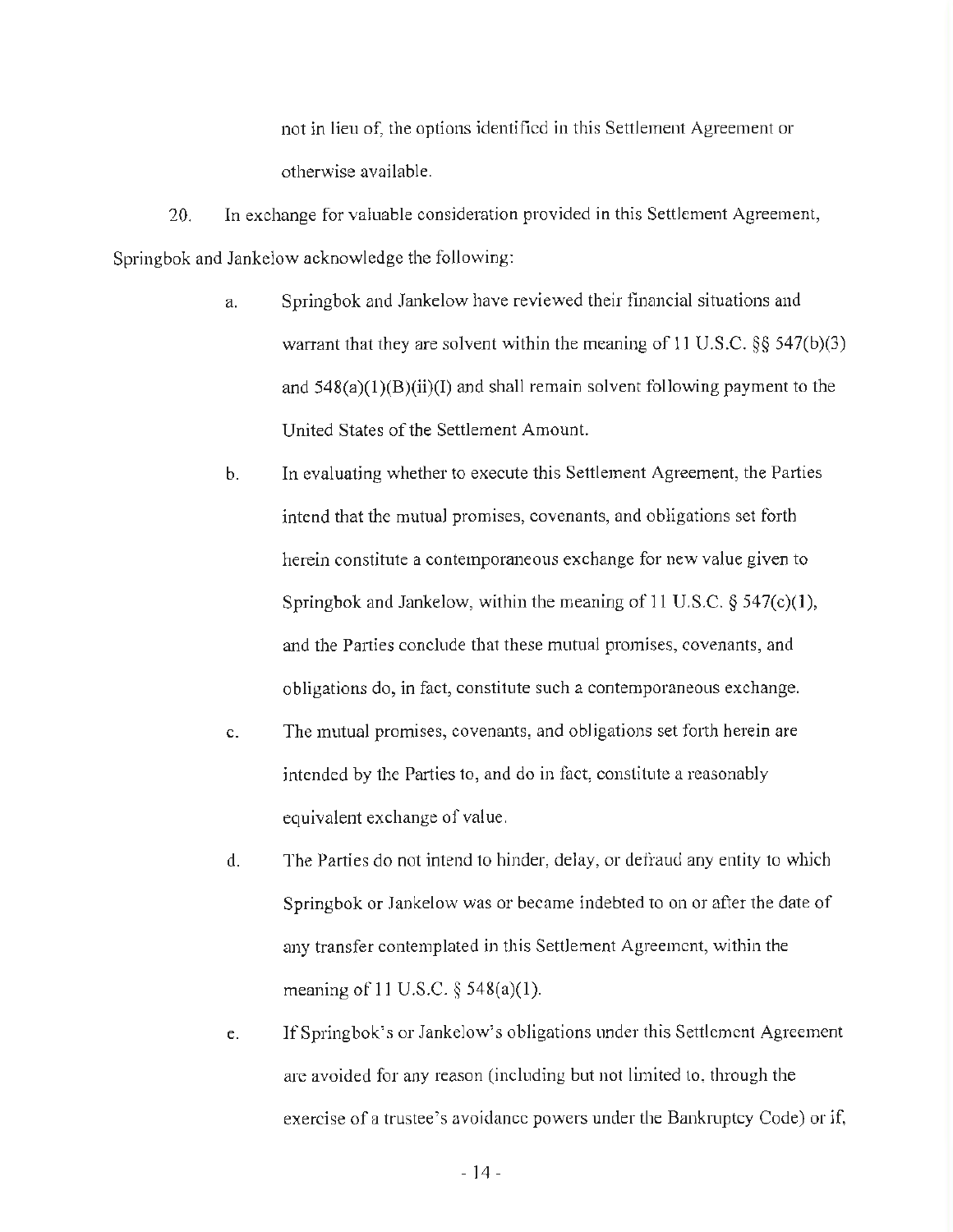not in lieu of, the options identified in this Settlement Agreement or otherwise available.

20. In exchange for valuable consideration provided in this Settlement Agreement, Springbok and Jankelow acknowledge the following:

a. Springbok and Jankelow have reviewed their financial situations and warrant that they are solvent within the meaning of 11 U.S.C. §§ 547(b)(3) and 548(a)(1)(B)(ii)(I) and shall remain solvent following payment to the United States of the Settlement Amount.

b. In evaluating whether to execute this Settlement Agreement, the Parties intend that the mutual promises, covenants, and obligations set forth herein constitute a contemporaneous exchange for new value given to Springbok and Jankelow, within the meaning of 11 U.S.C. § 547(c)(1), and the Parties conclude that these mutual promises, covenants, and obligations do, in fact, constitute such a contemporaneous exchange.

c. The mutual promises, covenants, and obligations set forth herein are intended by the Parties to, and do in fact, constitute a reasonably equivalent exchange of value.

d. The Parties do not intend to hinder, delay, or defraud any entity to which Springbok or Jankelow was or became indebted to on or after the date of any transfer contemplated in this Settlement Agreement, within the meaning of 11 U.S.C. § 548(a)(1).

e. If Springbok's or Jankelow's obligations under this Settlement Agreement are avoided for any reason (including but not limited to, through the exercise of a trustee's avoidance powers under the Bankruptcy Code) or if,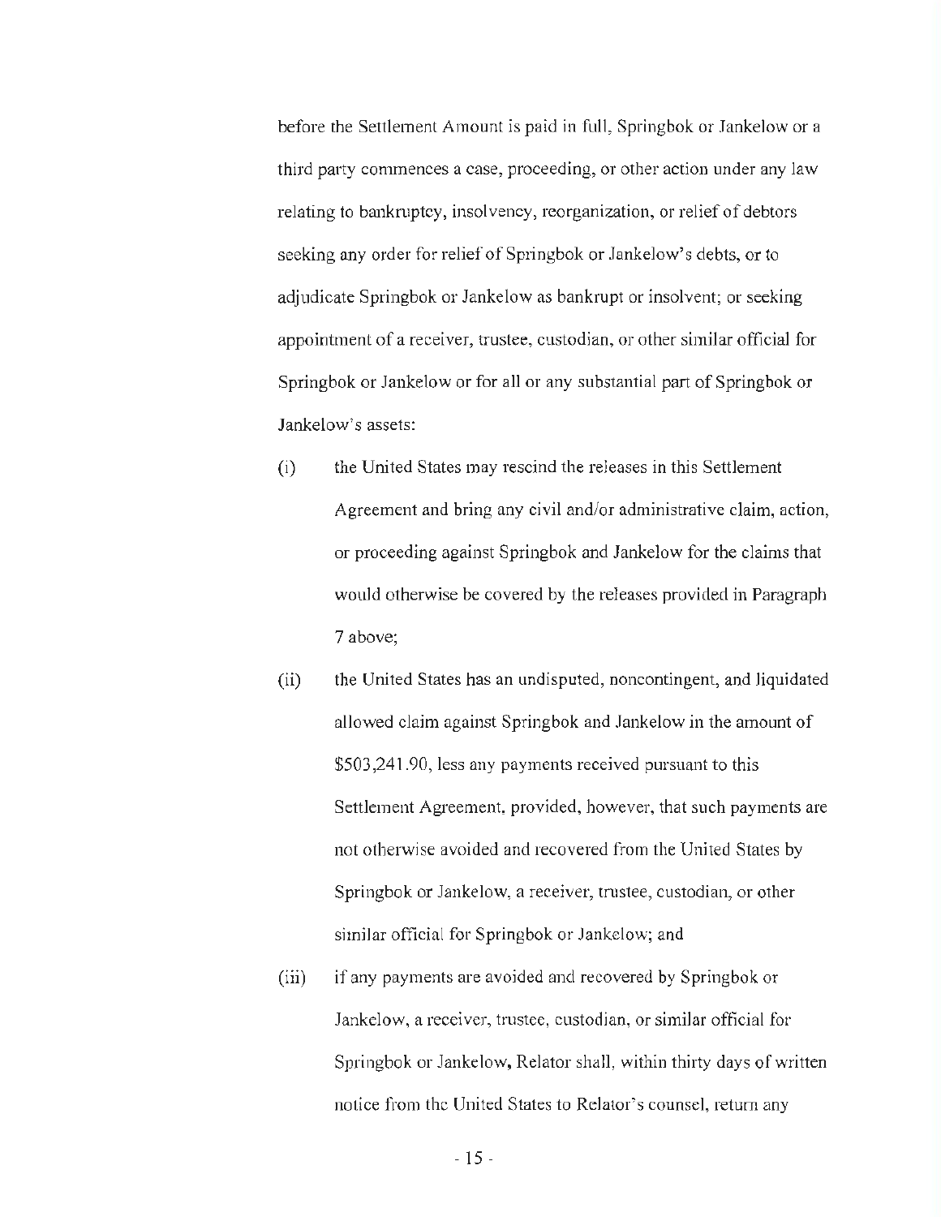before the Settlement Amount is paid in full, Springbok or Jankelow or a third party commences a case, proceeding, or other action under any law relating to bankruptcy, insolvency, reorganization, or relief of debtors seeking any order for relief of Springbok or Jankelow's debts, or to adjudicate Springbok or Jankelow as bankrupt or insolvent; or seeking appointment of a receiver, trustee, custodian, or other similar official for Springbok or Jankelow or for all or any substantial part of Springbok or Jankelow's assets:

(i) the United States may rescind the releases in this Settlement Agreement and bring any civil and/or administrative claim, action, or proceeding against Springbok and Jankelow for the claims that would otherwise be covered by the releases provided in Paragraph 7 above;

(ii) the United States has an undisputed, noncontingent, and liquidated allowed claim against Springbok and Jankelow in the amount of $503,241.90, less any payments received pursuant to this Settlement Agreement, provided, however, that such payments are not otherwise avoided and recovered from the United States by Springbok or Jankelow, a receiver, trustee, custodian, or other similar official for Springbok or Jankelow; and

(iii) if any payments are avoided and recovered by Springbok or Jankelow, a receiver, trustee, custodian, or similar official for Springbok or Jankelow, Relator shall, within thirty days of written notice from the United States to Relator's counsel, return any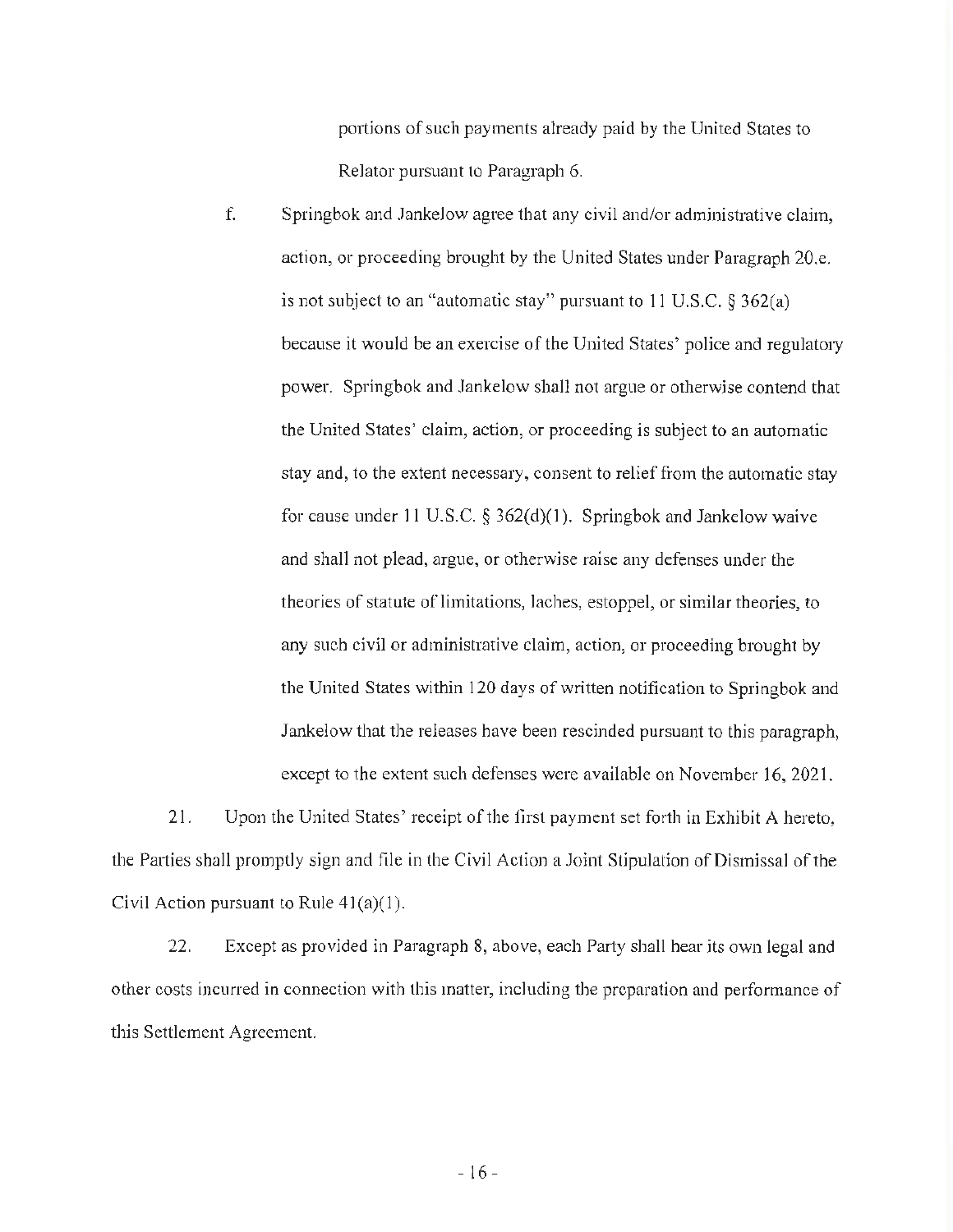portions of such payments already paid by the United States to Relator pursuant to Paragraph 6.

f. Springbok and Jankelow agree that any civil and/or administrative claim, action, or proceeding brought by the United States under Paragraph 20.e. is not subject to an "automatic stay" pursuant to 11 U.S.C. § 362(a) because it would be an exercise of the United States' police and regulatory power. Springbok and Jankelow shall not argue or otherwise contend that the United States' claim, action, or proceeding is subject to an automatic stay and, to the extent necessary, consent to relief from the automatic stay for cause under 11 U.S.C. § 362(d)(1). Springbok and Jankelow waive and shall not plead, argue, or otherwise raise any defenses under the theories of statute of limitations, laches, estoppel, or similar theories, to any such civil or administrative claim, action, or proceeding brought by the United States within 120 days of written notification to Springbok and Jankelow that the releases have been rescinded pursuant to this paragraph, except to the extent such defenses were available on November 16, 2021.

21. Upon the United States' receipt of the first payment set forth in Exhibit A hereto, the Parties shall promptly sign and file in the Civil Action a Joint Stipulation of Dismissal of the Civil Action pursuant to Rule 41(a)(1).

22. Except as provided in Paragraph 8, above, each Party shall bear its own legal and other costs incurred in connection with this matter, including the preparation and performance of this Settlement Agreement.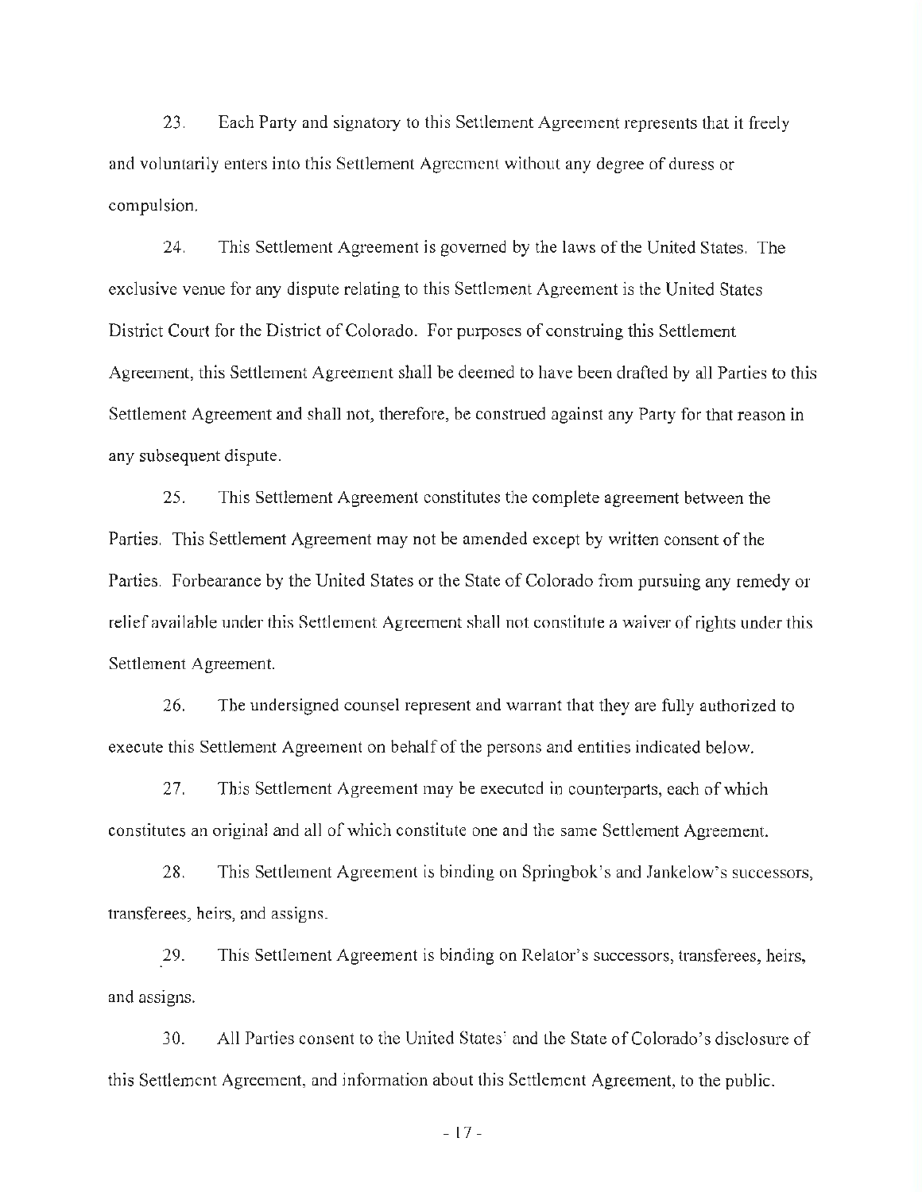23. Each Party and signatory to this Settlement Agreement represents that it freely and voluntarily enters into this Settlement Agreement without any degree of duress or compulsion.

24. This Settlement Agreement is governed by the laws of the United States. The exclusive venue for any dispute relating to this Settlement Agreement is the United States District Court for the District of Colorado. For purposes of construing this Settlement Agreement, this Settlement Agreement shall be deemed to have been drafted by all Parties to this Settlement Agreement and shall not, therefore, be construed against any Party for that reason in any subsequent dispute.

25. This Settlement Agreement constitutes the complete agreement between the Parties. This Settlement Agreement may not be amended except by written consent of the Parties. Forbearance by the United States or the State of Colorado from pursuing any remedy or relief available under this Settlement Agreement shall not constitute a waiver of rights under this Settlement Agreement.

26. The undersigned counsel represent and warrant that they are fully authorized to execute this Settlement Agreement on behalf of the persons and entities indicated below.

27. This Settlement Agreement may be executed in counterparts, each of which constitutes an original and all of which constitute one and the same Settlement Agreement.

28. This Settlement Agreement is binding on Springbok's and Jankelow's successors, transferees, heirs, and assigns.

29. This Settlement Agreement is binding on Relator's successors, transferees, heirs, and assigns.

30. All Parties consent to the United States' and the State of Colorado's disclosure of this Settlement Agreement, and information about this Settlement Agreement, to the public.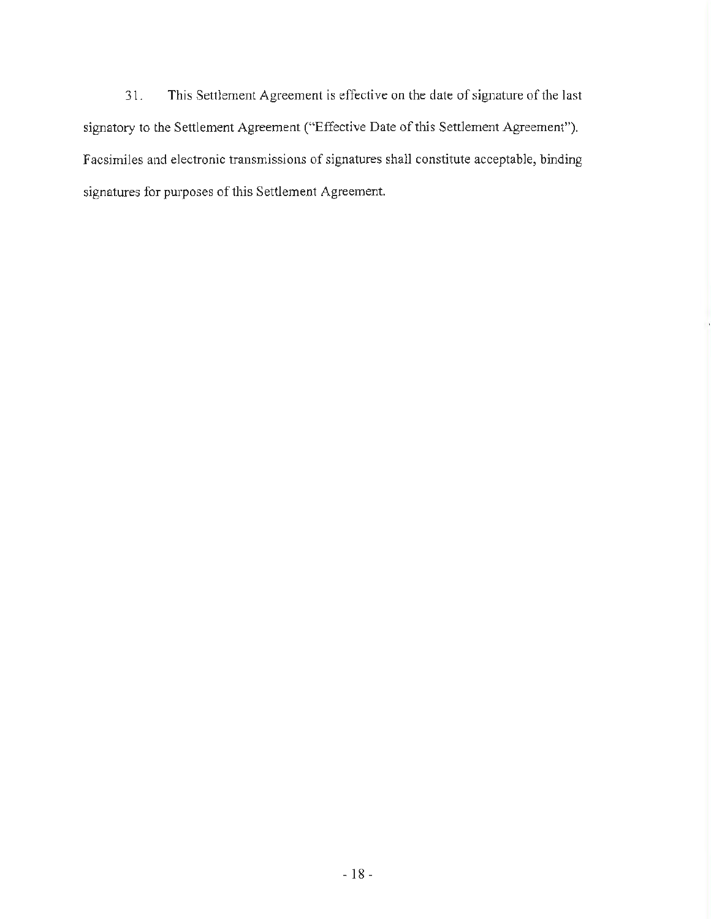31. This Settlement Agreement is effective on the date of signature of the last signatory to the Settlement Agreement ("Effective Date of this Settlement Agreement"). Facsimiles and electronic transmissions of signatures shall constitute acceptable, binding signatures for purposes of this Settlement Agreement.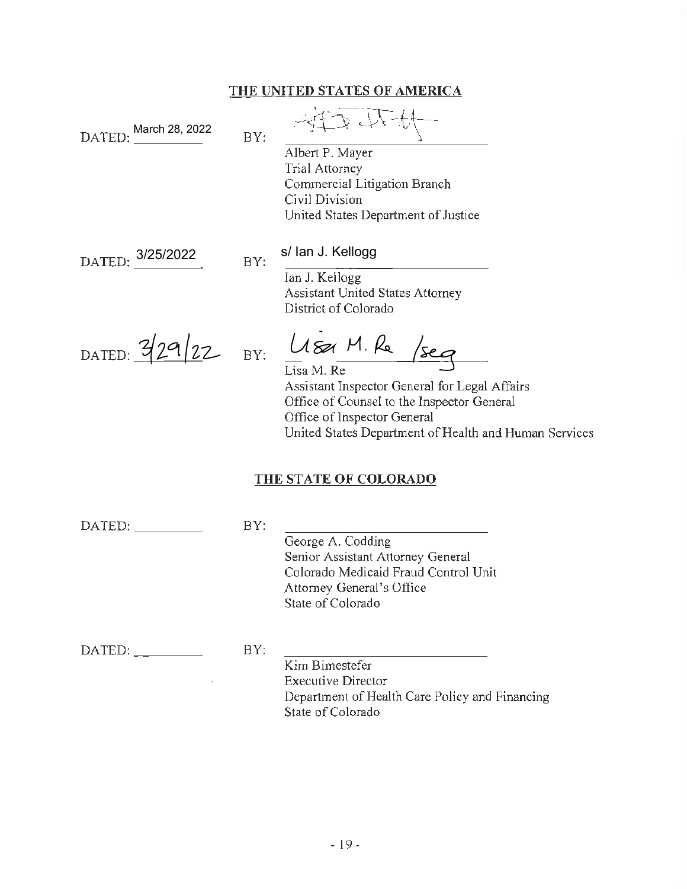**THE UNITED STATES OF AMERICA**

DATED: March 28, 2022 BY: ______________________

Albert P. Mayer
Trial Attorney
Commercial Litigation Branch
Civil Division
United States Department of Justice

DATED: 3/25/2022 BY: s/ Ian J. Kellogg

Ian J. Kellogg
Assistant United States Attorney
District of Colorado

DATED: 3/29/22 BY: Lisa M. Re /seg

Lisa M. Re
Assistant Inspector General for Legal Affairs
Office of Counsel to the Inspector General
Office of Inspector General
United States Department of Health and Human Services

**THE STATE OF COLORADO**

DATED: __________ BY: ______________________

George A. Codding
Senior Assistant Attorney General
Colorado Medicaid Fraud Control Unit
Attorney General's Office
State of Colorado

DATED: __________ BY: ______________________

Kim Bimestefer
Executive Director
Department of Health Care Policy and Financing
State of Colorado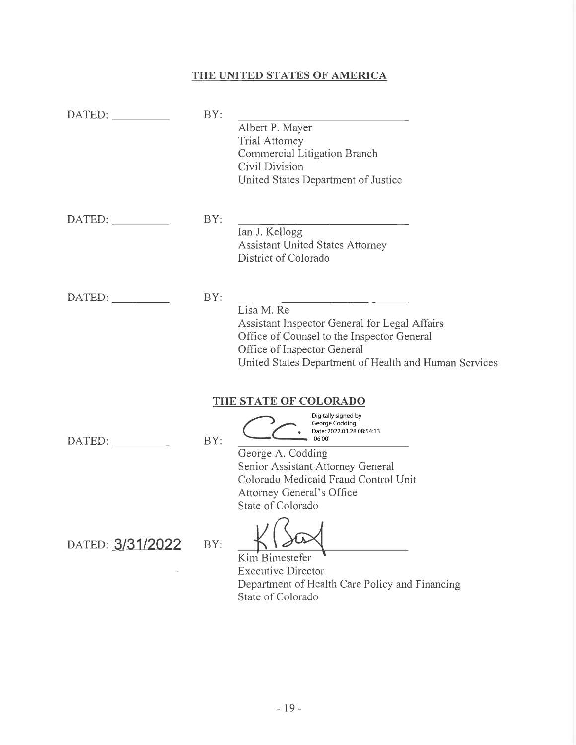## THE UNITED STATES OF AMERICA

DATED: __________ BY: ______________________________

Albert P. Mayer
Trial Attorney
Commercial Litigation Branch
Civil Division
United States Department of Justice

DATED: __________ BY: ______________________________

Ian J. Kellogg
Assistant United States Attorney
District of Colorado

DATED: __________ BY: ______________________________

Lisa M. Re
Assistant Inspector General for Legal Affairs
Office of Counsel to the Inspector General
Office of Inspector General
United States Department of Health and Human Services

## THE STATE OF COLORADO

DATED: __________ BY: Digitally signed by George Codding Date: 2022.03.28 08:54:13 -06'00'

George A. Codding
Senior Assistant Attorney General
Colorado Medicaid Fraud Control Unit
Attorney General's Office
State of Colorado

DATED: 3/31/2022 BY: ______________________________

Kim Bimestefer
Executive Director
Department of Health Care Policy and Financing
State of Colorado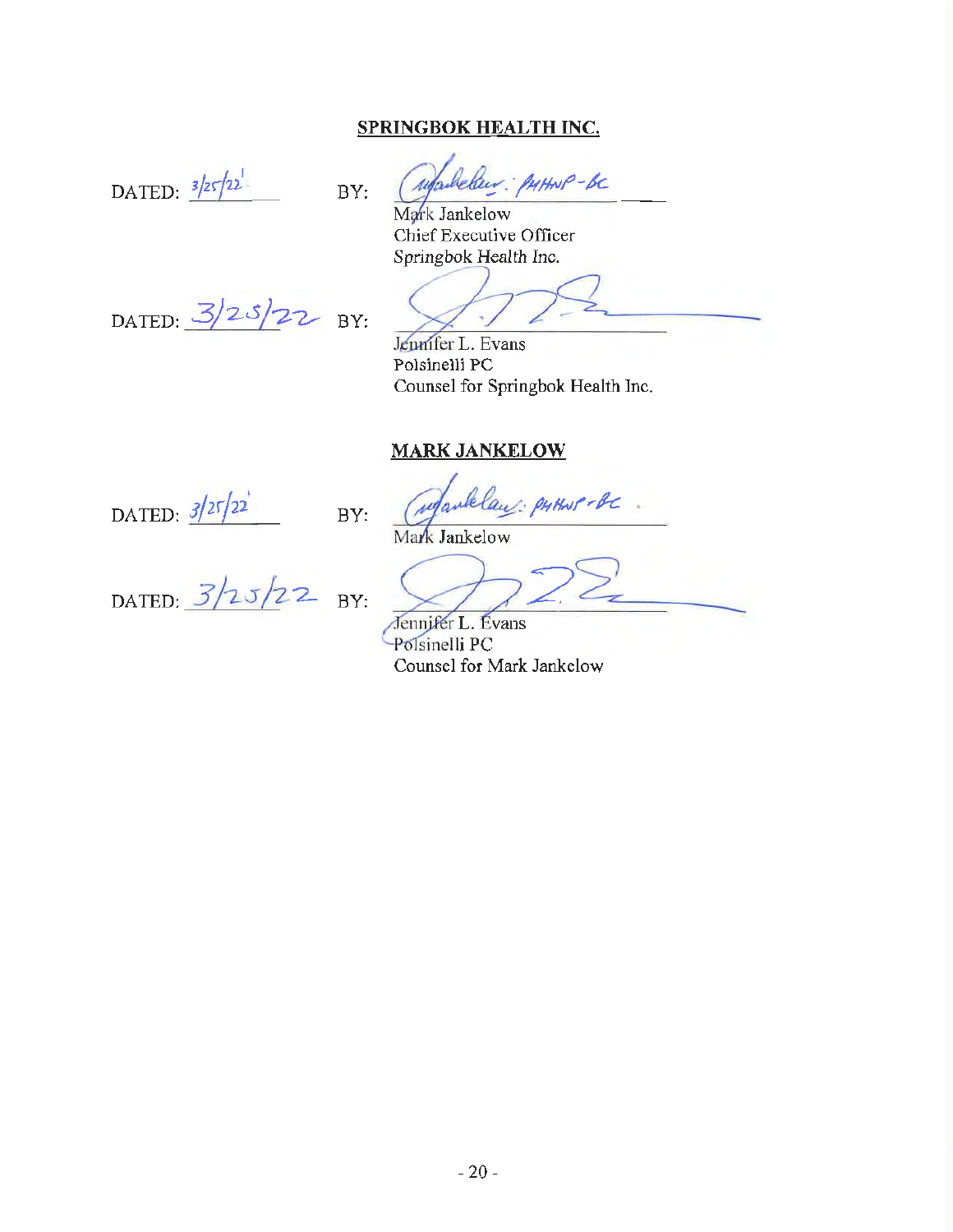**SPRINGBOK HEALTH INC.**

DATED: 3/25/22 BY: ______________________

Mark Jankelow
Chief Executive Officer
*Springbok Health Inc.*

DATED: 3/25/22 BY: ______________________

Jennifer L. Evans
Polsinelli PC
Counsel for Springbok Health Inc.

**MARK JANKELOW**

DATED: 3/25/22 BY: ______________________

Mark Jankelow

DATED: 3/25/22 BY: ______________________

Jennifer L. Evans
Polsinelli PC
Counsel for Mark Jankelow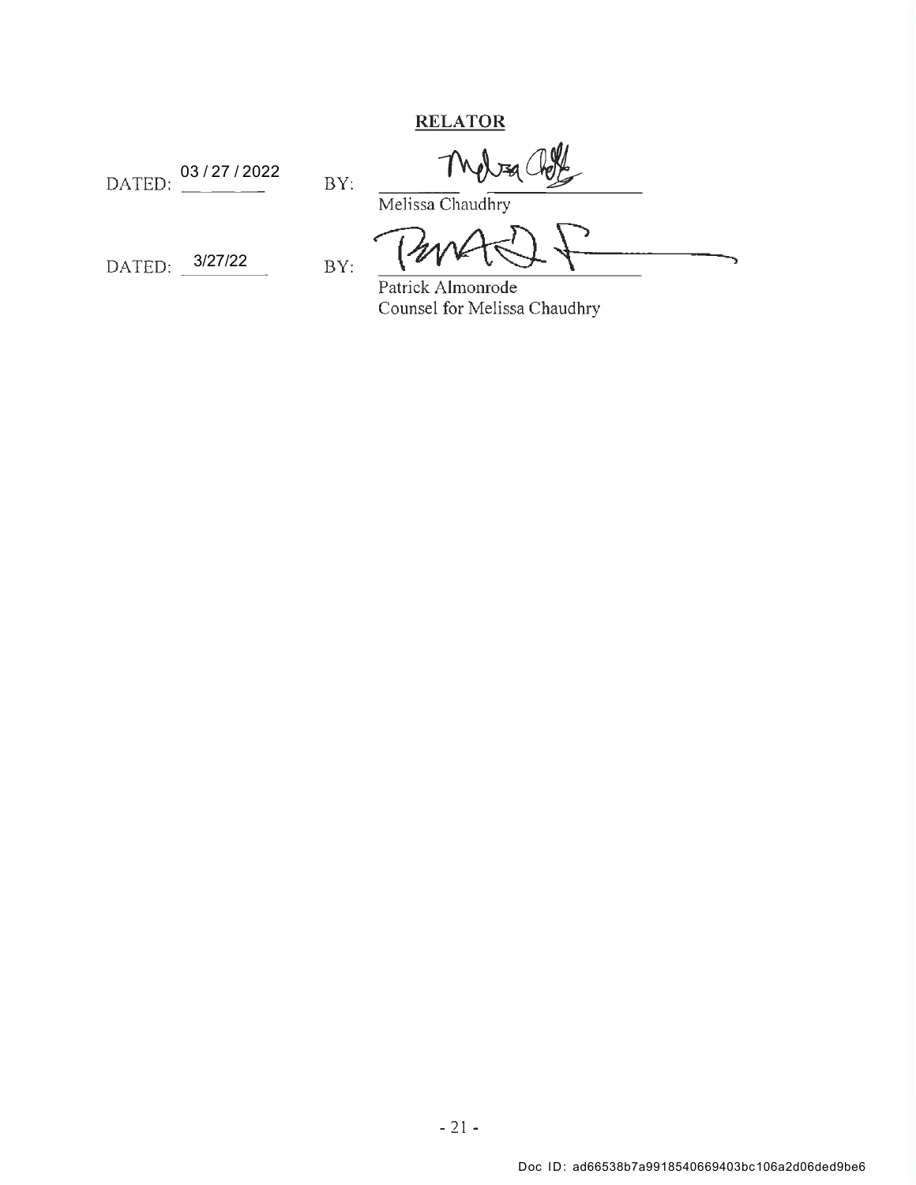**RELATOR**

DATED: 03 / 27 / 2022 BY: ______________________
Melissa Chaudhry

DATED: 3/27/22 BY: ______________________
Patrick Almonrode
Counsel for Melissa Chaudhry

Doc ID: ad66538b7a9918540669403bc106a2d06ded9be6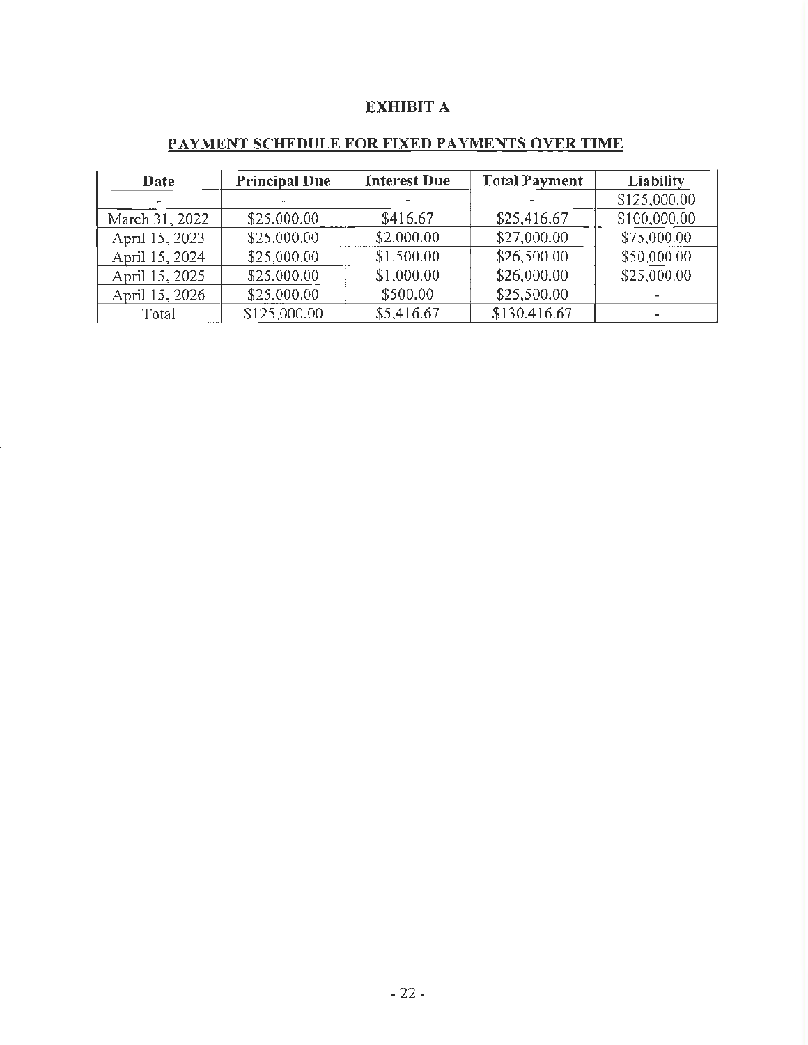# EXHIBIT A

## PAYMENT SCHEDULE FOR FIXED PAYMENTS OVER TIME

| Date | Principal Due | Interest Due | Total Payment | Liability |
|---|---|---|---|---|
| - | - | - | - | $125,000.00 |
| March 31, 2022 | $25,000.00 | $416.67 | $25,416.67 | $100,000.00 |
| April 15, 2023 | $25,000.00 | $2,000.00 | $27,000.00 | $75,000.00 |
| April 15, 2024 | $25,000.00 | $1,500.00 | $26,500.00 | $50,000.00 |
| April 15, 2025 | $25,000.00 | $1,000.00 | $26,000.00 | $25,000.00 |
| April 15, 2026 | $25,000.00 | $500.00 | $25,500.00 | - |
| Total | $125,000.00 | $5,416.67 | $130,416.67 | - |